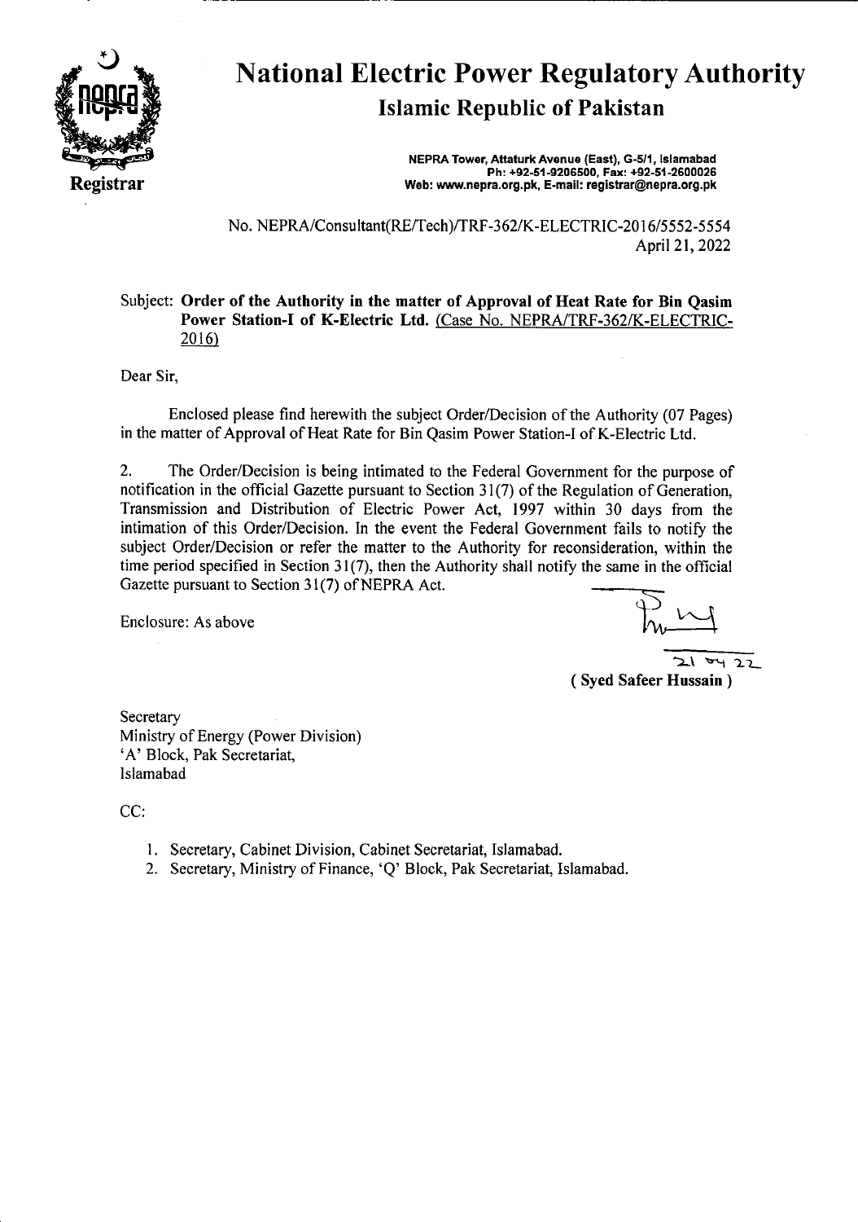# National Electric Power Regulatory Authority

## Islamic Republic of Pakistan

**Registrar**

**NEPRA Tower, Attaturk Avenue (East), G-5/1, Islamabad**
**Ph: +92-51-9206500, Fax: +92-51-2600026**
**Web: www.nepra.org.pk, E-mail: registrar@nepra.org.pk**

No. NEPRA/Consultant(RE/Tech)/TRF-362/K-ELECTRIC-2016/5552-5554
April 21, 2022

Subject: **Order of the Authority in the matter of Approval of Heat Rate for Bin Qasim Power Station-I of K-Electric Ltd.** (Case No. NEPRA/TRF-362/K-ELECTRIC-2016)

Dear Sir,

Enclosed please find herewith the subject Order/Decision of the Authority (07 Pages) in the matter of Approval of Heat Rate for Bin Qasim Power Station-I of K-Electric Ltd.

2. The Order/Decision is being intimated to the Federal Government for the purpose of notification in the official Gazette pursuant to Section 31(7) of the Regulation of Generation, Transmission and Distribution of Electric Power Act, 1997 within 30 days from the intimation of this Order/Decision. In the event the Federal Government fails to notify the subject Order/Decision or refer the matter to the Authority for reconsideration, within the time period specified in Section 31(7), then the Authority shall notify the same in the official Gazette pursuant to Section 31(7) of NEPRA Act.

Enclosure: As above

21 04 22
**( Syed Safeer Hussain )**

Secretary
Ministry of Energy (Power Division)
'A' Block, Pak Secretariat,
Islamabad

CC:

1. Secretary, Cabinet Division, Cabinet Secretariat, Islamabad.
2. Secretary, Ministry of Finance, 'Q' Block, Pak Secretariat, Islamabad.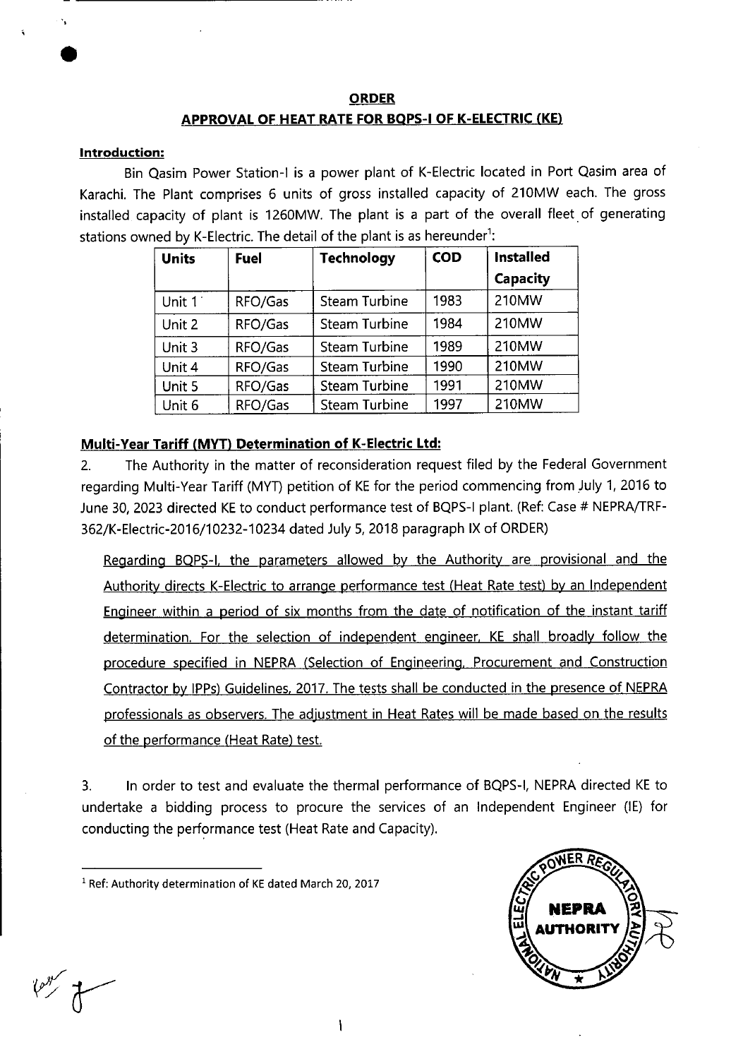**ORDER**

**APPROVAL OF HEAT RATE FOR BQPS-I OF K-ELECTRIC (KE)**

**Introduction:**

Bin Qasim Power Station-I is a power plant of K-Electric located in Port Qasim area of Karachi. The Plant comprises 6 units of gross installed capacity of 210MW each. The gross installed capacity of plant is 1260MW. The plant is a part of the overall fleet of generating stations owned by K-Electric. The detail of the plant is as hereunder[1]:

| Units | Fuel | Technology | COD | Installed Capacity |
|---|---|---|---|---|
| Unit 1 | RFO/Gas | Steam Turbine | 1983 | 210MW |
| Unit 2 | RFO/Gas | Steam Turbine | 1984 | 210MW |
| Unit 3 | RFO/Gas | Steam Turbine | 1989 | 210MW |
| Unit 4 | RFO/Gas | Steam Turbine | 1990 | 210MW |
| Unit 5 | RFO/Gas | Steam Turbine | 1991 | 210MW |
| Unit 6 | RFO/Gas | Steam Turbine | 1997 | 210MW |

**Multi-Year Tariff (MYT) Determination of K-Electric Ltd:**

2. The Authority in the matter of reconsideration request filed by the Federal Government regarding Multi-Year Tariff (MYT) petition of KE for the period commencing from July 1, 2016 to June 30, 2023 directed KE to conduct performance test of BQPS-I plant. (Ref: Case # NEPRA/TRF-362/K-Electric-2016/10232-10234 dated July 5, 2018 paragraph IX of ORDER)

> Regarding BQPS-I, the parameters allowed by the Authority are provisional and the Authority directs K-Electric to arrange performance test (Heat Rate test) by an Independent Engineer within a period of six months from the date of notification of the instant tariff determination. For the selection of independent engineer, KE shall broadly follow the procedure specified in NEPRA (Selection of Engineering, Procurement and Construction Contractor by IPPs) Guidelines, 2017. The tests shall be conducted in the presence of NEPRA professionals as observers. The adjustment in Heat Rates will be made based on the results of the performance (Heat Rate) test.

3. In order to test and evaluate the thermal performance of BQPS-I, NEPRA directed KE to undertake a bidding process to procure the services of an Independent Engineer (IE) for conducting the performance test (Heat Rate and Capacity).

[1] Ref: Authority determination of KE dated March 20, 2017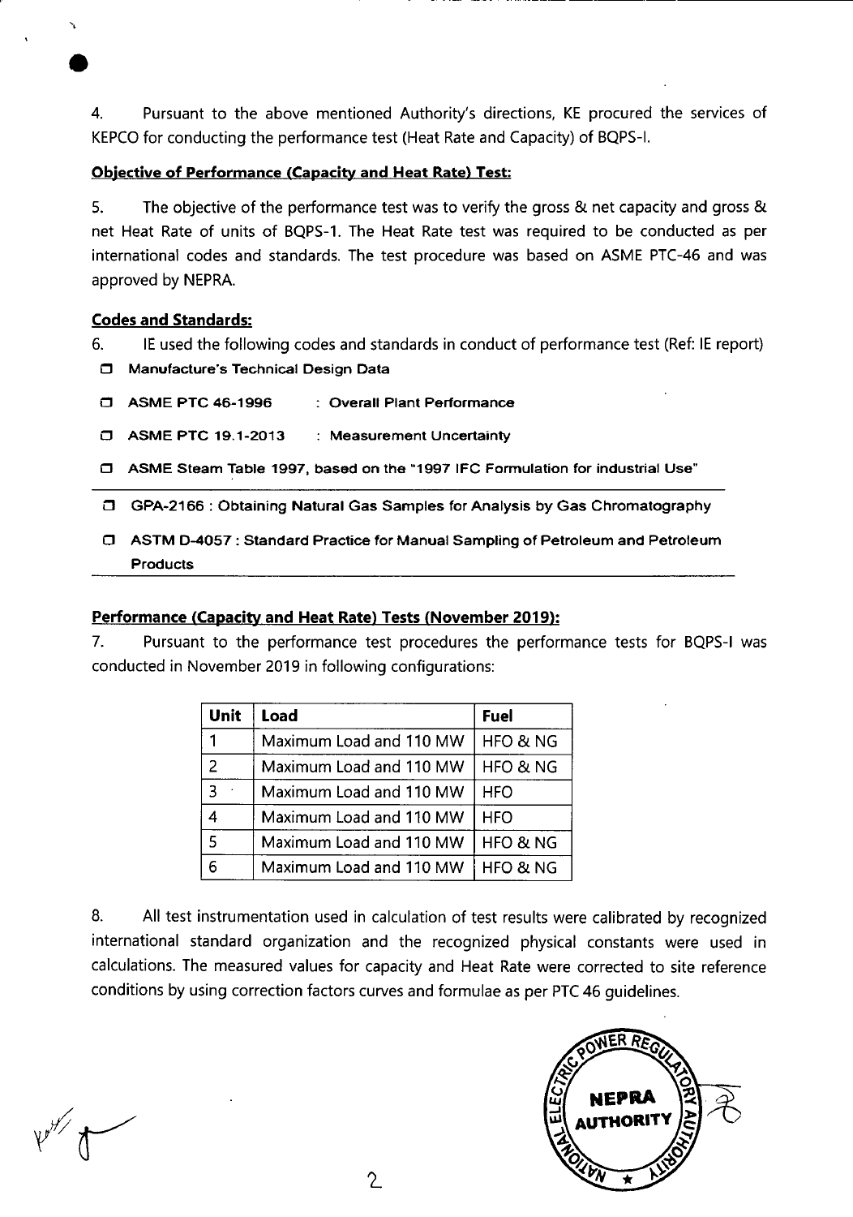4. Pursuant to the above mentioned Authority's directions, KE procured the services of KEPCO for conducting the performance test (Heat Rate and Capacity) of BQPS-I.

**Objective of Performance (Capacity and Heat Rate) Test:**

5. The objective of the performance test was to verify the gross & net capacity and gross & net Heat Rate of units of BQPS-1. The Heat Rate test was required to be conducted as per international codes and standards. The test procedure was based on ASME PTC-46 and was approved by NEPRA.

**Codes and Standards:**

6. IE used the following codes and standards in conduct of performance test (Ref: IE report)

- **Manufacture's Technical Design Data**
- **ASME PTC 46-1996 : Overall Plant Performance**
- **ASME PTC 19.1-2013 : Measurement Uncertainty**
- **ASME Steam Table 1997, based on the "1997 IFC Formulation for industrial Use"**
- **GPA-2166 : Obtaining Natural Gas Samples for Analysis by Gas Chromatography**
- **ASTM D-4057 : Standard Practice for Manual Sampling of Petroleum and Petroleum Products**

**Performance (Capacity and Heat Rate) Tests (November 2019):**

7. Pursuant to the performance test procedures the performance tests for BQPS-I was conducted in November 2019 in following configurations:

| Unit | Load | Fuel |
|---|---|---|
| 1 | Maximum Load and 110 MW | HFO & NG |
| 2 | Maximum Load and 110 MW | HFO & NG |
| 3 | Maximum Load and 110 MW | HFO |
| 4 | Maximum Load and 110 MW | HFO |
| 5 | Maximum Load and 110 MW | HFO & NG |
| 6 | Maximum Load and 110 MW | HFO & NG |

8. All test instrumentation used in calculation of test results were calibrated by recognized international standard organization and the recognized physical constants were used in calculations. The measured values for capacity and Heat Rate were corrected to site reference conditions by using correction factors curves and formulae as per PTC 46 guidelines.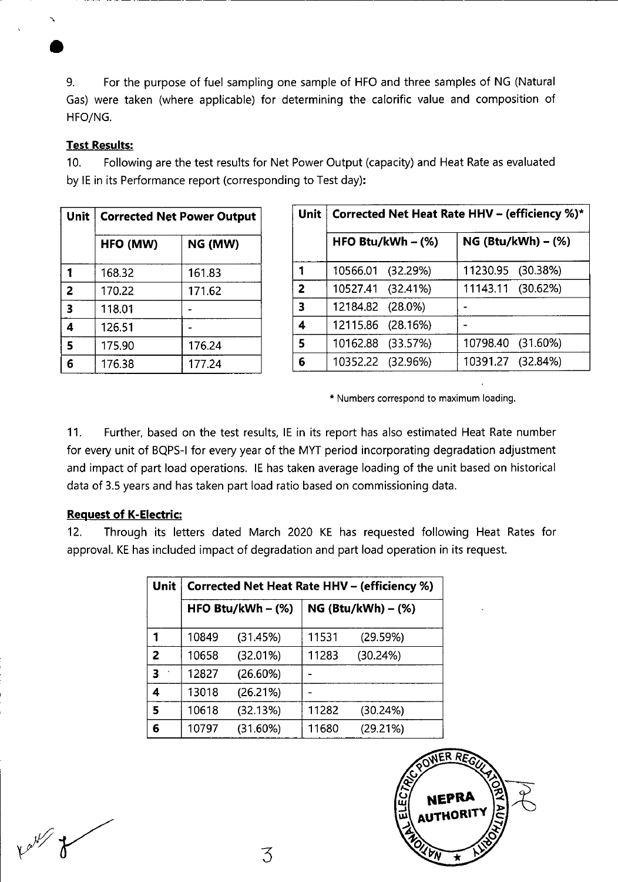9. For the purpose of fuel sampling one sample of HFO and three samples of NG (Natural Gas) were taken (where applicable) for determining the calorific value and composition of HFO/NG.

**Test Results:**

10. Following are the test results for Net Power Output (capacity) and Heat Rate as evaluated by IE in its Performance report (corresponding to Test day):

| Unit | Corrected Net Power Output | |
|---|---|---|
| | HFO (MW) | NG (MW) |
| 1 | 168.32 | 161.83 |
| 2 | 170.22 | 171.62 |
| 3 | 118.01 | - |
| 4 | 126.51 | - |
| 5 | 175.90 | 176.24 |
| 6 | 176.38 | 177.24 |

| Unit | Corrected Net Heat Rate HHV – (efficiency %)* | |
|---|---|---|
| | HFO Btu/kWh – (%) | NG (Btu/kWh) – (%) |
| 1 | 10566.01 (32.29%) | 11230.95 (30.38%) |
| 2 | 10527.41 (32.41%) | 11143.11 (30.62%) |
| 3 | 12184.82 (28.0%) | - |
| 4 | 12115.86 (28.16%) | - |
| 5 | 10162.88 (33.57%) | 10798.40 (31.60%) |
| 6 | 10352.22 (32.96%) | 10391.27 (32.84%) |

\* Numbers correspond to maximum loading.

11. Further, based on the test results, IE in its report has also estimated Heat Rate number for every unit of BQPS-I for every year of the MYT period incorporating degradation adjustment and impact of part load operations. IE has taken average loading of the unit based on historical data of 3.5 years and has taken part load ratio based on commissioning data.

**Request of K-Electric:**

12. Through its letters dated March 2020 KE has requested following Heat Rates for approval. KE has included impact of degradation and part load operation in its request.

| Unit | Corrected Net Heat Rate HHV – (efficiency %) | | | |
|---|---|---|---|---|
| | HFO Btu/kWh – (%) | | NG (Btu/kWh) – (%) | |
| 1 | 10849 | (31.45%) | 11531 | (29.59%) |
| 2 | 10658 | (32.01%) | 11283 | (30.24%) |
| 3 | 12827 | (26.60%) | - | |
| 4 | 13018 | (26.21%) | - | |
| 5 | 10618 | (32.13%) | 11282 | (30.24%) |
| 6 | 10797 | (31.60%) | 11680 | (29.21%) |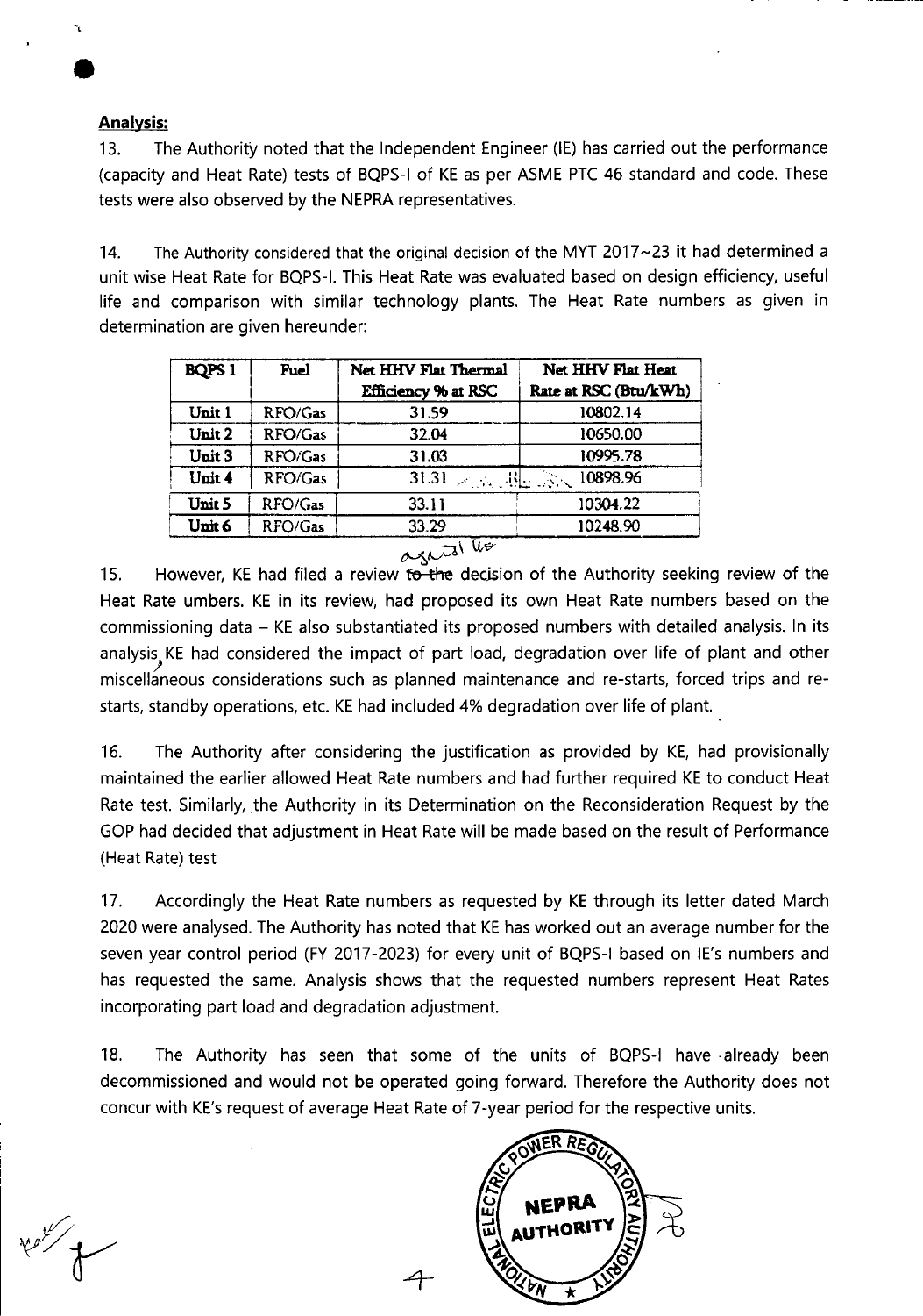## Analysis:

13. The Authority noted that the Independent Engineer (IE) has carried out the performance (capacity and Heat Rate) tests of BQPS-I of KE as per ASME PTC 46 standard and code. These tests were also observed by the NEPRA representatives.

14. The Authority considered that the original decision of the MYT 2017~23 it had determined a unit wise Heat Rate for BQPS-I. This Heat Rate was evaluated based on design efficiency, useful life and comparison with similar technology plants. The Heat Rate numbers as given in determination are given hereunder:

| BQPS 1 | Fuel | Net HHV Flat Thermal Efficiency % at RSC | Net HHV Flat Heat Rate at RSC (Btu/kWh) |
|---|---|---|---|
| Unit 1 | RFO/Gas | 31.59 | 10802.14 |
| Unit 2 | RFO/Gas | 32.04 | 10650.00 |
| Unit 3 | RFO/Gas | 31.03 | 10995.78 |
| Unit 4 | RFO/Gas | 31.31 | 10898.96 |
| Unit 5 | RFO/Gas | 33.11 | 10304.22 |
| Unit 6 | RFO/Gas | 33.29 | 10248.90 |

15. However, KE had filed a review ~~to the~~ against the decision of the Authority seeking review of the Heat Rate umbers. KE in its review, had proposed its own Heat Rate numbers based on the commissioning data – KE also substantiated its proposed numbers with detailed analysis. In its analysis, KE had considered the impact of part load, degradation over life of plant and other miscellaneous considerations such as planned maintenance and re-starts, forced trips and re-starts, standby operations, etc. KE had included 4% degradation over life of plant.

16. The Authority after considering the justification as provided by KE, had provisionally maintained the earlier allowed Heat Rate numbers and had further required KE to conduct Heat Rate test. Similarly, the Authority in its Determination on the Reconsideration Request by the GOP had decided that adjustment in Heat Rate will be made based on the result of Performance (Heat Rate) test

17. Accordingly the Heat Rate numbers as requested by KE through its letter dated March 2020 were analysed. The Authority has noted that KE has worked out an average number for the seven year control period (FY 2017-2023) for every unit of BQPS-I based on IE's numbers and has requested the same. Analysis shows that the requested numbers represent Heat Rates incorporating part load and degradation adjustment.

18. The Authority has seen that some of the units of BQPS-I have already been decommissioned and would not be operated going forward. Therefore the Authority does not concur with KE's request of average Heat Rate of 7-year period for the respective units.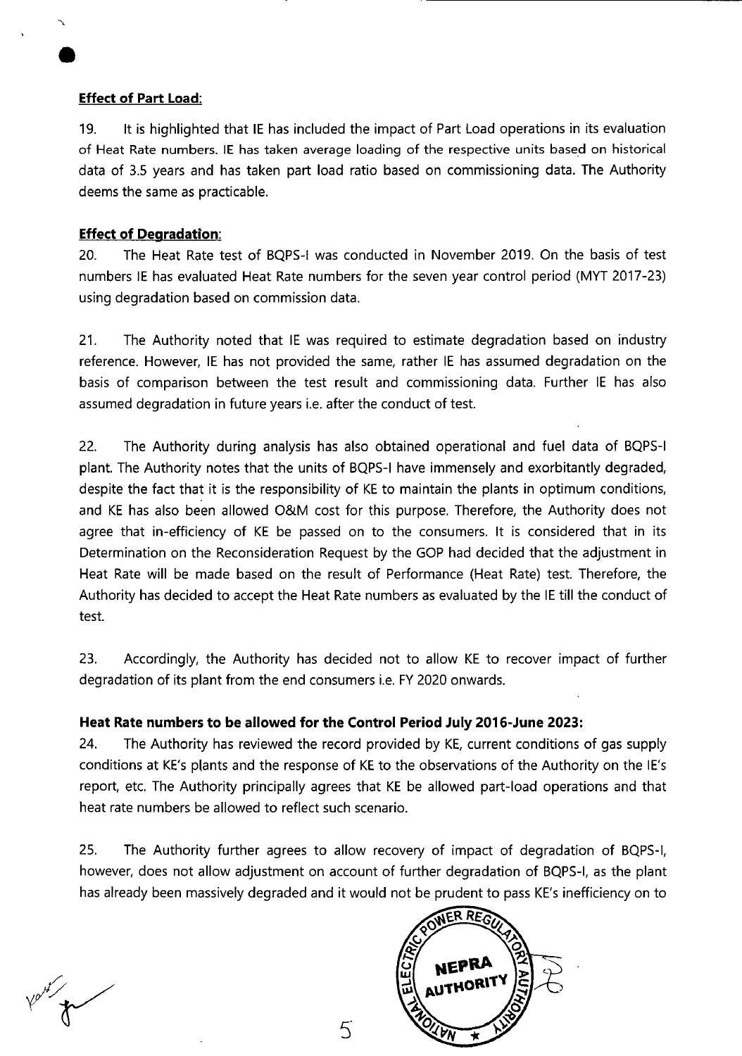**Effect of Part Load:**

19. It is highlighted that IE has included the impact of Part Load operations in its evaluation of Heat Rate numbers. IE has taken average loading of the respective units based on historical data of 3.5 years and has taken part load ratio based on commissioning data. The Authority deems the same as practicable.

**Effect of Degradation:**

20. The Heat Rate test of BQPS-I was conducted in November 2019. On the basis of test numbers IE has evaluated Heat Rate numbers for the seven year control period (MYT 2017-23) using degradation based on commission data.

21. The Authority noted that IE was required to estimate degradation based on industry reference. However, IE has not provided the same, rather IE has assumed degradation on the basis of comparison between the test result and commissioning data. Further IE has also assumed degradation in future years i.e. after the conduct of test.

22. The Authority during analysis has also obtained operational and fuel data of BQPS-I plant. The Authority notes that the units of BQPS-I have immensely and exorbitantly degraded, despite the fact that it is the responsibility of KE to maintain the plants in optimum conditions, and KE has also been allowed O&M cost for this purpose. Therefore, the Authority does not agree that in-efficiency of KE be passed on to the consumers. It is considered that in its Determination on the Reconsideration Request by the GOP had decided that the adjustment in Heat Rate will be made based on the result of Performance (Heat Rate) test. Therefore, the Authority has decided to accept the Heat Rate numbers as evaluated by the IE till the conduct of test.

23. Accordingly, the Authority has decided not to allow KE to recover impact of further degradation of its plant from the end consumers i.e. FY 2020 onwards.

**Heat Rate numbers to be allowed for the Control Period July 2016-June 2023:**

24. The Authority has reviewed the record provided by KE, current conditions of gas supply conditions at KE's plants and the response of KE to the observations of the Authority on the IE's report, etc. The Authority principally agrees that KE be allowed part-load operations and that heat rate numbers be allowed to reflect such scenario.

25. The Authority further agrees to allow recovery of impact of degradation of BQPS-I, however, does not allow adjustment on account of further degradation of BQPS-I, as the plant has already been massively degraded and it would not be prudent to pass KE's inefficiency on to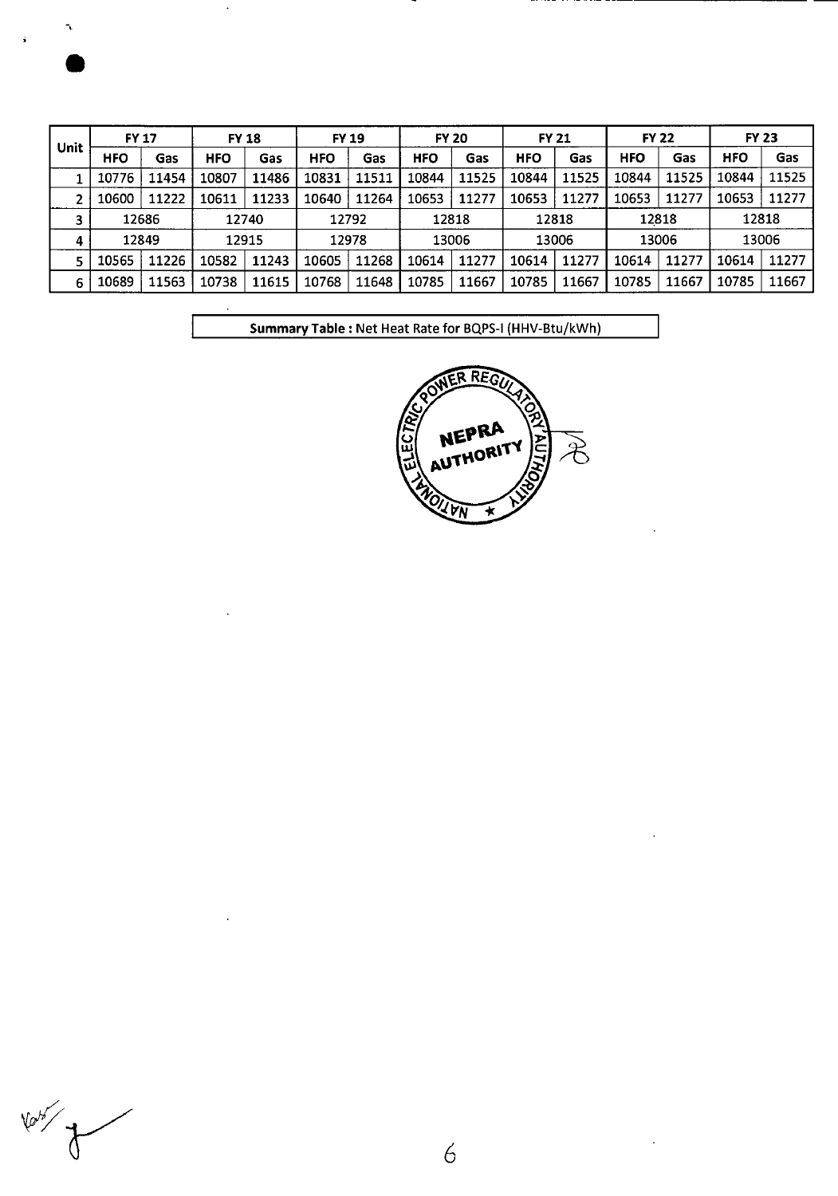| Unit | FY 17 | | FY 18 | | FY 19 | | FY 20 | | FY 21 | | FY 22 | | FY 23 | |
|---|---|---|---|---|---|---|---|---|---|---|---|---|---|---|
| | HFO | Gas | HFO | Gas | HFO | Gas | HFO | Gas | HFO | Gas | HFO | Gas | HFO | Gas |
| 1 | 10776 | 11454 | 10807 | 11486 | 10831 | 11511 | 10844 | 11525 | 10844 | 11525 | 10844 | 11525 | 10844 | 11525 |
| 2 | 10600 | 11222 | 10611 | 11233 | 10640 | 11264 | 10653 | 11277 | 10653 | 11277 | 10653 | 11277 | 10653 | 11277 |
| 3 | 12686 | | 12740 | | 12792 | | 12818 | | 12818 | | 12818 | | 12818 | |
| 4 | 12849 | | 12915 | | 12978 | | 13006 | | 13006 | | 13006 | | 13006 | |
| 5 | 10565 | 11226 | 10582 | 11243 | 10605 | 11268 | 10614 | 11277 | 10614 | 11277 | 10614 | 11277 | 10614 | 11277 |
| 6 | 10689 | 11563 | 10738 | 11615 | 10768 | 11648 | 10785 | 11667 | 10785 | 11667 | 10785 | 11667 | 10785 | 11667 |

**Summary Table :** Net Heat Rate for BQPS-I (HHV-Btu/kWh)

NATIONAL ELECTRIC POWER REGULATORY AUTHORITY
NEPRA AUTHORITY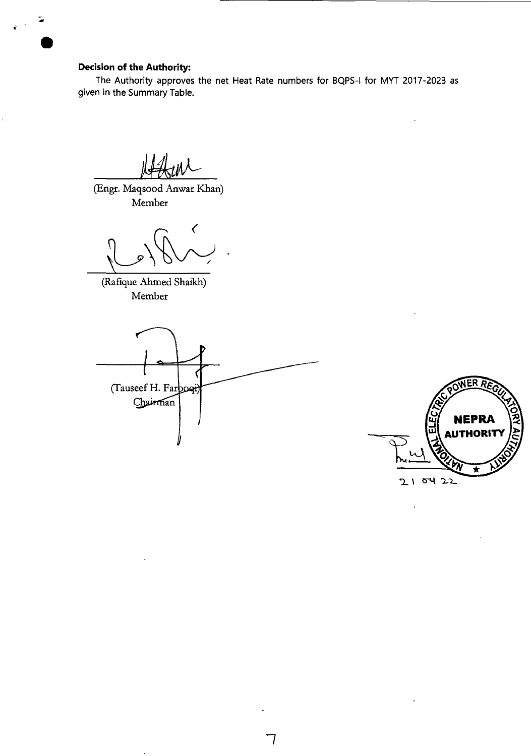**Decision of the Authority:**

The Authority approves the net Heat Rate numbers for BQPS-I for MYT 2017-2023 as given in the Summary Table.

(Engr. Maqsood Anwar Khan)
Member

(Rafique Ahmed Shaikh)
Member

(Tauseef H. Farooqi)
Chairman

NATIONAL ELECTRIC POWER REGULATORY AUTHORITY
NEPRA
AUTHORITY

21 04 22